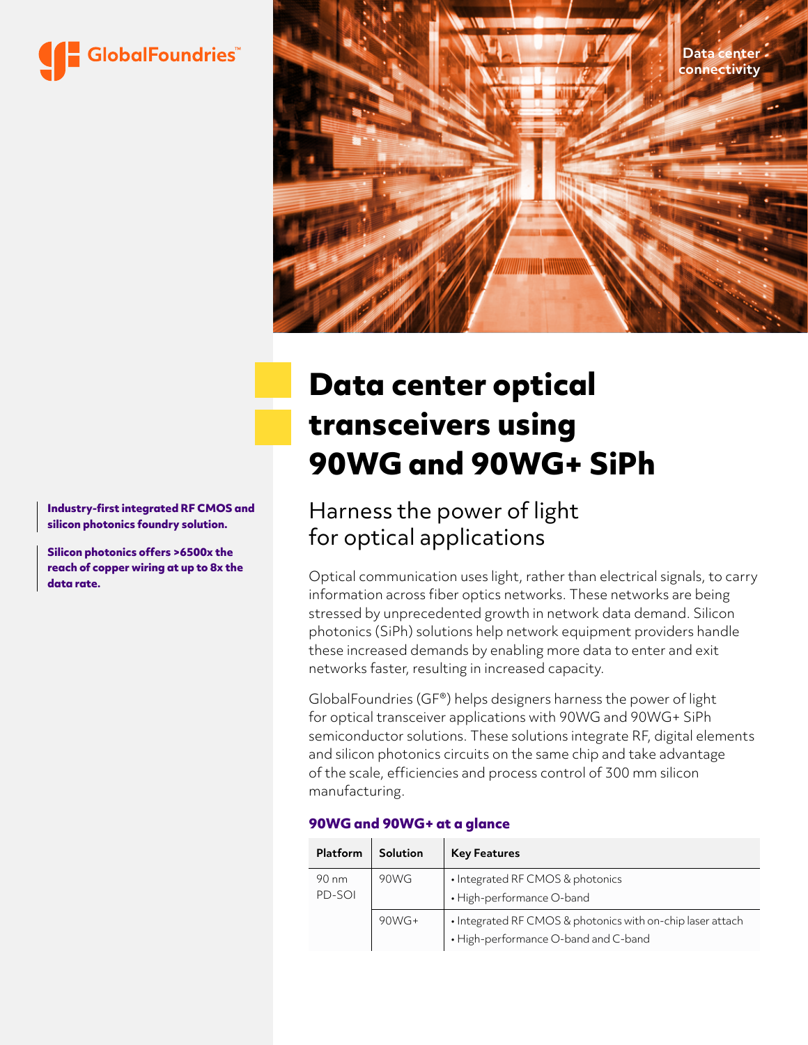# Data center optical transceivers using 90WG and 90WG+ SiPh

## Harness the power of light for optical applications

**Industry-first integrated RF CMOS and silicon photonics foundry solution.**

**Silicon photonics offers >6500x the reach of copper wiring at up to 8x the data rate.**

Optical communication uses light, rather than electrical signals, to carry information across fiber optics networks. These networks are being stressed by unprecedented growth in network data demand. Silicon photonics (SiPh) solutions help network equipment providers handle these increased demands by enabling more data to enter and exit networks faster, resulting in increased capacity.

GlobalFoundries (GF®) helps designers harness the power of light for optical transceiver applications with 90WG and 90WG+ SiPh semiconductor solutions. These solutions integrate RF, digital elements and silicon photonics circuits on the same chip and take advantage of the scale, efficiencies and process control of 300 mm silicon manufacturing.

### 90WG and 90WG+ at a glance

| Platform | Solution | Key Features |
|---|---|---|
| 90 nm PD-SOI | 90WG | • Integrated RF CMOS & photonics<br>• High-performance O-band |
| | 90WG+ | • Integrated RF CMOS & photonics with on-chip laser attach<br>• High-performance O-band and C-band |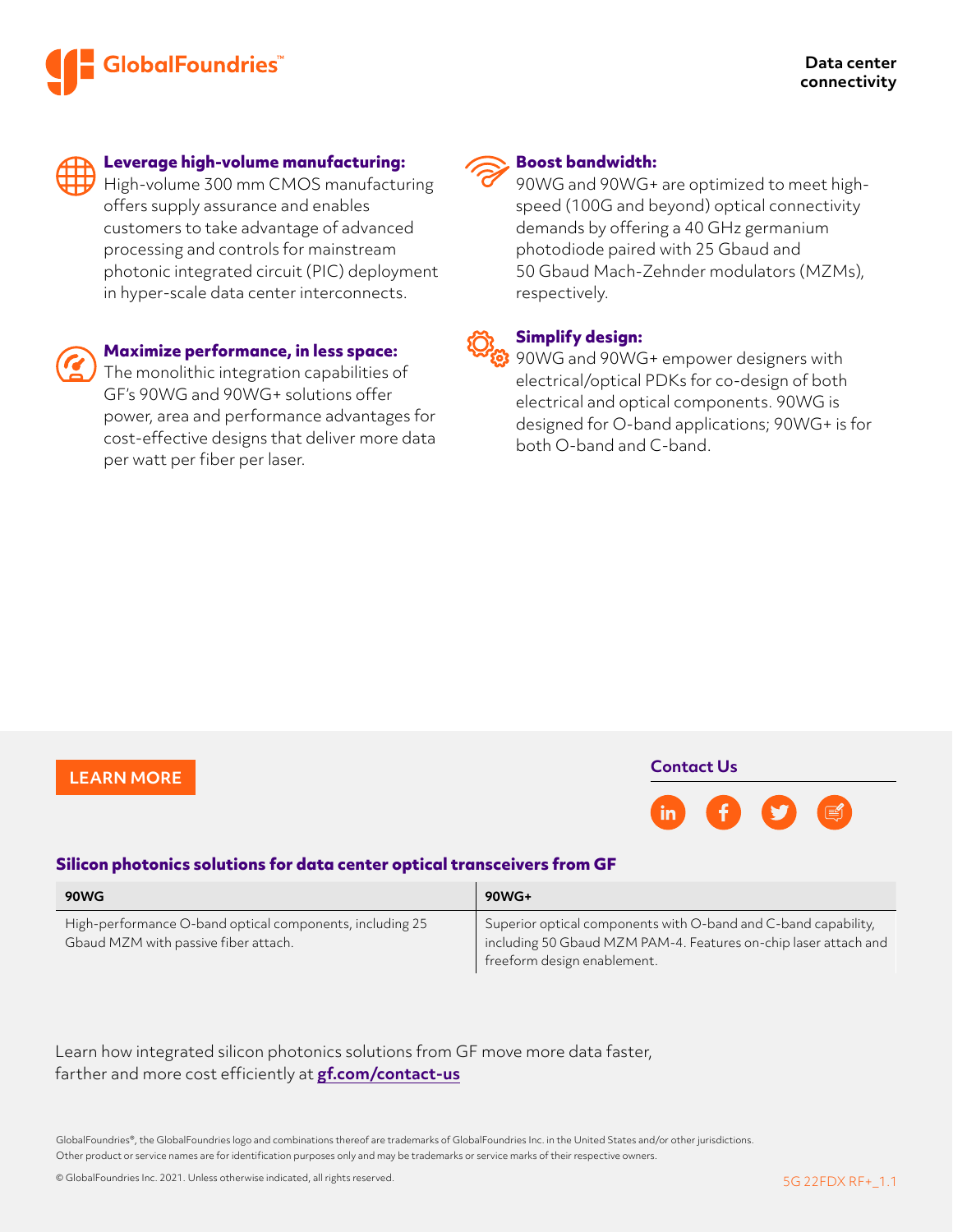**Leverage high-volume manufacturing:** High-volume 300 mm CMOS manufacturing offers supply assurance and enables customers to take advantage of advanced processing and controls for mainstream photonic integrated circuit (PIC) deployment in hyper-scale data center interconnects.

**Maximize performance, in less space:** The monolithic integration capabilities of GF's 90WG and 90WG+ solutions offer power, area and performance advantages for cost-effective designs that deliver more data per watt per fiber per laser.

**Boost bandwidth:** 90WG and 90WG+ are optimized to meet high-speed (100G and beyond) optical connectivity demands by offering a 40 GHz germanium photodiode paired with 25 Gbaud and 50 Gbaud Mach-Zehnder modulators (MZMs), respectively.

**Simplify design:** 90WG and 90WG+ empower designers with electrical/optical PDKs for co-design of both electrical and optical components. 90WG is designed for O-band applications; 90WG+ is for both O-band and C-band.

LEARN MORE

Contact Us

## Silicon photonics solutions for data center optical transceivers from GF

| 90WG | 90WG+ |
|---|---|
| High-performance O-band optical components, including 25 Gbaud MZM with passive fiber attach. | Superior optical components with O-band and C-band capability, including 50 Gbaud MZM PAM-4. Features on-chip laser attach and freeform design enablement. |

Learn how integrated silicon photonics solutions from GF move more data faster, farther and more cost efficiently at **gf.com/contact-us**

GlobalFoundries®, the GlobalFoundries logo and combinations thereof are trademarks of GlobalFoundries Inc. in the United States and/or other jurisdictions. Other product or service names are for identification purposes only and may be trademarks or service marks of their respective owners.

© GlobalFoundries Inc. 2021. Unless otherwise indicated, all rights reserved.

5G 22FDX RF+_1.1